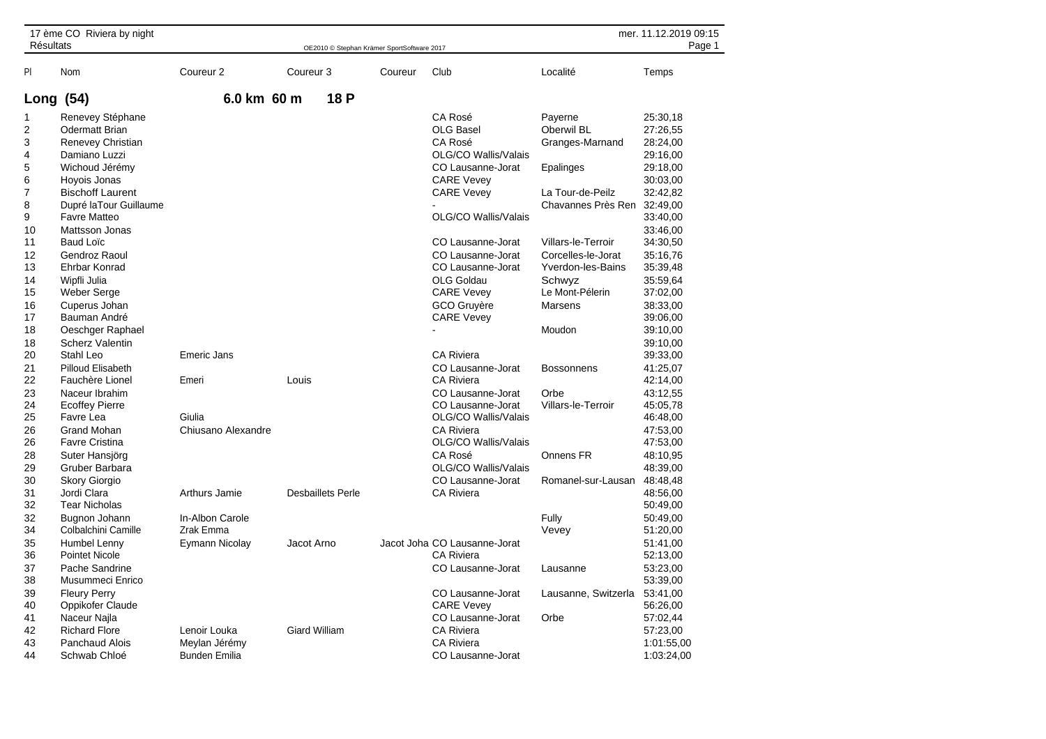17 ème CO Riviera by night
Résultats

OE2010 © Stephan Krämer SportSoftware 2017

mer. 11.12.2019 09:15

## Long (54) 6.0 km 60 m 18 P

| Pl | Nom | Coureur 2 | Coureur 3 | Coureur | Club | Localité | Temps |
|---|---|---|---|---|---|---|---|
| 1 | Renevey Stéphane | | | | CA Rosé | Payerne | 25:30,18 |
| 2 | Odermatt Brian | | | | OLG Basel | Oberwil BL | 27:26,55 |
| 3 | Renevey Christian | | | | CA Rosé | Granges-Marnand | 28:24,00 |
| 4 | Damiano Luzzi | | | | OLG/CO Wallis/Valais | | 29:16,00 |
| 5 | Wichoud Jérémy | | | | CO Lausanne-Jorat | Epalinges | 29:18,00 |
| 6 | Hoyois Jonas | | | | CARE Vevey | | 30:03,00 |
| 7 | Bischoff Laurent | | | | CARE Vevey | La Tour-de-Peilz | 32:42,82 |
| 8 | Dupré laTour Guillaume | | | | - | Chavannes Près Ren | 32:49,00 |
| 9 | Favre Matteo | | | | OLG/CO Wallis/Valais | | 33:40,00 |
| 10 | Mattsson Jonas | | | | | | 33:46,00 |
| 11 | Baud Loïc | | | | CO Lausanne-Jorat | Villars-le-Terroir | 34:30,50 |
| 12 | Gendroz Raoul | | | | CO Lausanne-Jorat | Corcelles-le-Jorat | 35:16,76 |
| 13 | Ehrbar Konrad | | | | CO Lausanne-Jorat | Yverdon-les-Bains | 35:39,48 |
| 14 | Wipfli Julia | | | | OLG Goldau | Schwyz | 35:59,64 |
| 15 | Weber Serge | | | | CARE Vevey | Le Mont-Pélerin | 37:02,00 |
| 16 | Cuperus Johan | | | | GCO Gruyère | Marsens | 38:33,00 |
| 17 | Bauman André | | | | CARE Vevey | | 39:06,00 |
| 18 | Oeschger Raphael | | | | - | Moudon | 39:10,00 |
| 18 | Scherz Valentin | | | | | | 39:10,00 |
| 20 | Stahl Leo | Emeric Jans | | | CA Riviera | | 39:33,00 |
| 21 | Pilloud Elisabeth | | | | CO Lausanne-Jorat | Bossonnens | 41:25,07 |
| 22 | Fauchère Lionel | Emeri | Louis | | CA Riviera | | 42:14,00 |
| 23 | Naceur Ibrahim | | | | CO Lausanne-Jorat | Orbe | 43:12,55 |
| 24 | Ecoffey Pierre | | | | CO Lausanne-Jorat | Villars-le-Terroir | 45:05,78 |
| 25 | Favre Lea | Giulia | | | OLG/CO Wallis/Valais | | 46:48,00 |
| 26 | Grand Mohan | Chiusano Alexandre | | | CA Riviera | | 47:53,00 |
| 26 | Favre Cristina | | | | OLG/CO Wallis/Valais | | 47:53,00 |
| 28 | Suter Hansjörg | | | | CA Rosé | Onnens FR | 48:10,95 |
| 29 | Gruber Barbara | | | | OLG/CO Wallis/Valais | | 48:39,00 |
| 30 | Skory Giorgio | | | | CO Lausanne-Jorat | Romanel-sur-Lausan | 48:48,48 |
| 31 | Jordi Clara | Arthurs Jamie | Desbaillets Perle | | CA Riviera | | 48:56,00 |
| 32 | Tear Nicholas | | | | | | 50:49,00 |
| 32 | Bugnon Johann | In-Albon Carole | | | | Fully | 50:49,00 |
| 34 | Colbalchini Camille | Zrak Emma | | | | Vevey | 51:20,00 |
| 35 | Humbel Lenny | Eymann Nicolay | Jacot Arno | Jacot Joha | CO Lausanne-Jorat | | 51:41,00 |
| 36 | Pointet Nicole | | | | CA Riviera | | 52:13,00 |
| 37 | Pache Sandrine | | | | CO Lausanne-Jorat | Lausanne | 53:23,00 |
| 38 | Musummeci Enrico | | | | | | 53:39,00 |
| 39 | Fleury Perry | | | | CO Lausanne-Jorat | Lausanne, Switzerla | 53:41,00 |
| 40 | Oppikofer Claude | | | | CARE Vevey | | 56:26,00 |
| 41 | Naceur Najla | | | | CO Lausanne-Jorat | Orbe | 57:02,44 |
| 42 | Richard Flore | Lenoir Louka | Giard William | | CA Riviera | | 57:23,00 |
| 43 | Panchaud Alois | Meylan Jérémy | | | CA Riviera | | 1:01:55,00 |
| 44 | Schwab Chloé | Bunden Emilia | | | CO Lausanne-Jorat | | 1:03:24,00 |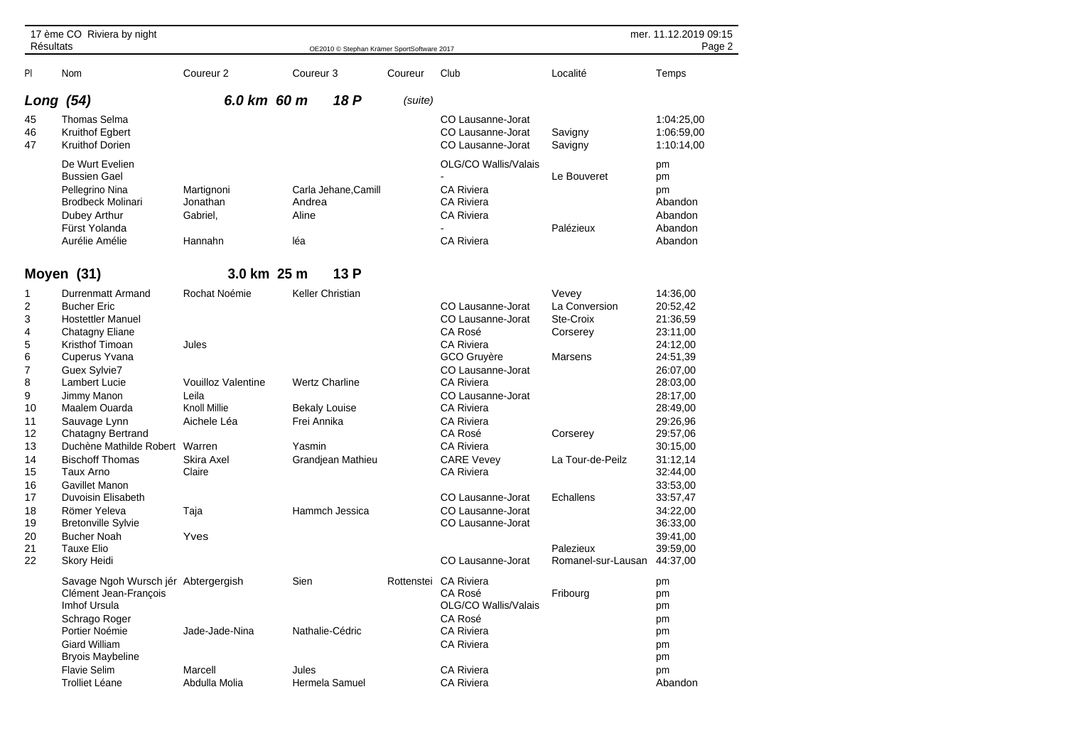17 ème CO Riviera by night

Résultats

| Pl | Nom | Coureur 2 | Coureur 3 | Coureur | Club | Localité | Temps |
|---|---|---|---|---|---|---|---|
| **Long (54)** | | **6.0 km 60 m** | **18 P** | (suite) | | | |
| 45 | Thomas Selma | | | | CO Lausanne-Jorat | | 1:04:25,00 |
| 46 | Kruithof Egbert | | | | CO Lausanne-Jorat | Savigny | 1:06:59,00 |
| 47 | Kruithof Dorien | | | | CO Lausanne-Jorat | Savigny | 1:10:14,00 |
| | De Wurt Evelien | | | | OLG/CO Wallis/Valais | | pm |
| | Bussien Gael | | | | - | Le Bouveret | pm |
| | Pellegrino Nina | Martignoni | Carla Jehane,Camill | | CA Riviera | | pm |
| | Brodbeck Molinari | Jonathan | Andrea | | CA Riviera | | Abandon |
| | Dubey Arthur | Gabriel, | Aline | | CA Riviera | | Abandon |
| | Fürst Yolanda | | | | - | Palézieux | Abandon |
| | Aurélie Amélie | Hannahn | léa | | CA Riviera | | Abandon |
| **Moyen (31)** | | **3.0 km 25 m** | **13 P** | | | | |
| 1 | Durrenmatt Armand | Rochat Noémie | Keller Christian | | | Vevey | 14:36,00 |
| 2 | Bucher Eric | | | | CO Lausanne-Jorat | La Conversion | 20:52,42 |
| 3 | Hostettler Manuel | | | | CO Lausanne-Jorat | Ste-Croix | 21:36,59 |
| 4 | Chatagny Eliane | | | | CA Rosé | Corserey | 23:11,00 |
| 5 | Kristhof Timoan | Jules | | | CA Riviera | | 24:12,00 |
| 6 | Cuperus Yvana | | | | GCO Gruyère | Marsens | 24:51,39 |
| 7 | Guex Sylvie7 | | | | CO Lausanne-Jorat | | 26:07,00 |
| 8 | Lambert Lucie | Vouilloz Valentine | Wertz Charline | | CA Riviera | | 28:03,00 |
| 9 | Jimmy Manon | Leila | | | CO Lausanne-Jorat | | 28:17,00 |
| 10 | Maalem Ouarda | Knoll Millie | Bekaly Louise | | CA Riviera | | 28:49,00 |
| 11 | Sauvage Lynn | Aichele Léa | Frei Annika | | CA Riviera | | 29:26,96 |
| 12 | Chatagny Bertrand | | | | CA Rosé | Corserey | 29:57,06 |
| 13 | Duchène Mathilde Robert | Warren | Yasmin | | CA Riviera | | 30:15,00 |
| 14 | Bischoff Thomas | Skira Axel | Grandjean Mathieu | | CARE Vevey | La Tour-de-Peilz | 31:12,14 |
| 15 | Taux Arno | Claire | | | CA Riviera | | 32:44,00 |
| 16 | Gavillet Manon | | | | | | 33:53,00 |
| 17 | Duvoisin Elisabeth | | | | CO Lausanne-Jorat | Echallens | 33:57,47 |
| 18 | Römer Yeleva | Taja | Hammch Jessica | | CO Lausanne-Jorat | | 34:22,00 |
| 19 | Bretonville Sylvie | | | | CO Lausanne-Jorat | | 36:33,00 |
| 20 | Bucher Noah | Yves | | | | | 39:41,00 |
| 21 | Tauxe Elio | | | | | Palezieux | 39:59,00 |
| 22 | Skory Heidi | | | | CO Lausanne-Jorat | Romanel-sur-Lausan | 44:37,00 |
| | Savage Ngoh Wursch jér | Abtergergish | Sien | Rottenstei | CA Riviera | | pm |
| | Clément Jean-François | | | | CA Rosé | Fribourg | pm |
| | Imhof Ursula | | | | OLG/CO Wallis/Valais | | pm |
| | Schrago Roger | | | | CA Rosé | | pm |
| | Portier Noémie | Jade-Jade-Nina | Nathalie-Cédric | | CA Riviera | | pm |
| | Giard William | | | | CA Riviera | | pm |
| | Bryois Maybeline | | | | | | pm |
| | Flavie Selim | Marcell | Jules | | CA Riviera | | pm |
| | Trolliet Léane | Abdulla Molia | Hermela Samuel | | CA Riviera | | Abandon |